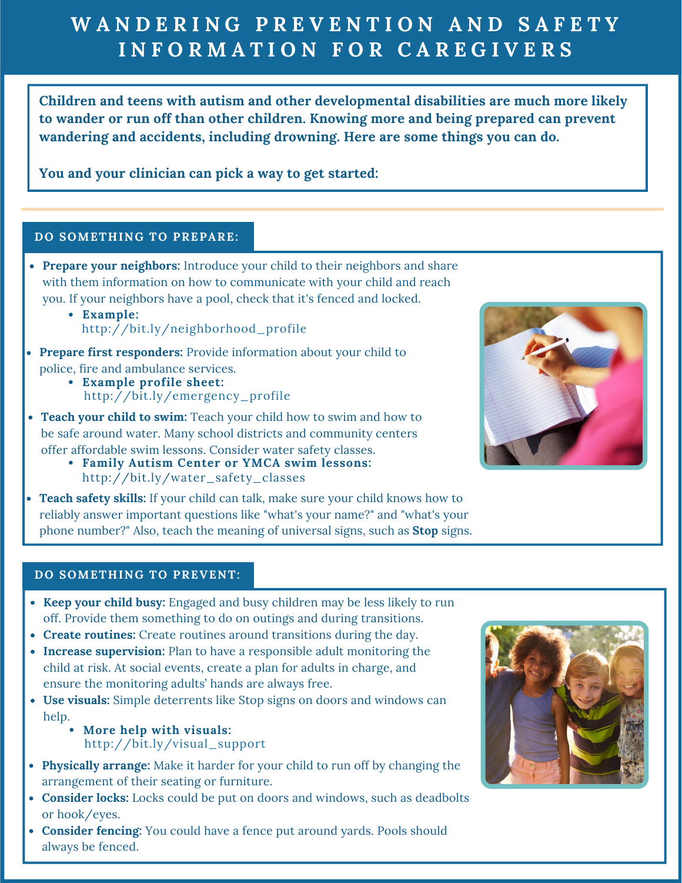# WANDERING PREVENTION AND SAFETY INFORMATION FOR CAREGIVERS

**Children and teens with autism and other developmental disabilities are much more likely to wander or run off than other children. Knowing more and being prepared can prevent wandering and accidents, including drowning. Here are some things you can do.**

**You and your clinician can pick a way to get started:**

## DO SOMETHING TO PREPARE:

- **Prepare your neighbors:** Introduce your child to their neighbors and share with them information on how to communicate with your child and reach you. If your neighbors have a pool, check that it's fenced and locked.
  - **Example:** http://bit.ly/neighborhood_profile
- **Prepare first responders:** Provide information about your child to police, fire and ambulance services.
  - **Example profile sheet:** http://bit.ly/emergency_profile
- **Teach your child to swim:** Teach your child how to swim and how to be safe around water. Many school districts and community centers offer affordable swim lessons. Consider water safety classes.
  - **Family Autism Center or YMCA swim lessons:** http://bit.ly/water_safety_classes
- **Teach safety skills:** If your child can talk, make sure your child knows how to reliably answer important questions like "what's your name?" and "what's your phone number?" Also, teach the meaning of universal signs, such as **Stop** signs.

## DO SOMETHING TO PREVENT:

- **Keep your child busy:** Engaged and busy children may be less likely to run off. Provide them something to do on outings and during transitions.
- **Create routines:** Create routines around transitions during the day.
- **Increase supervision:** Plan to have a responsible adult monitoring the child at risk. At social events, create a plan for adults in charge, and ensure the monitoring adults' hands are always free.
- **Use visuals:** Simple deterrents like Stop signs on doors and windows can help.
  - **More help with visuals:** http://bit.ly/visual_support
- **Physically arrange:** Make it harder for your child to run off by changing the arrangement of their seating or furniture.
- **Consider locks:** Locks could be put on doors and windows, such as deadbolts or hook/eyes.
- **Consider fencing:** You could have a fence put around yards. Pools should always be fenced.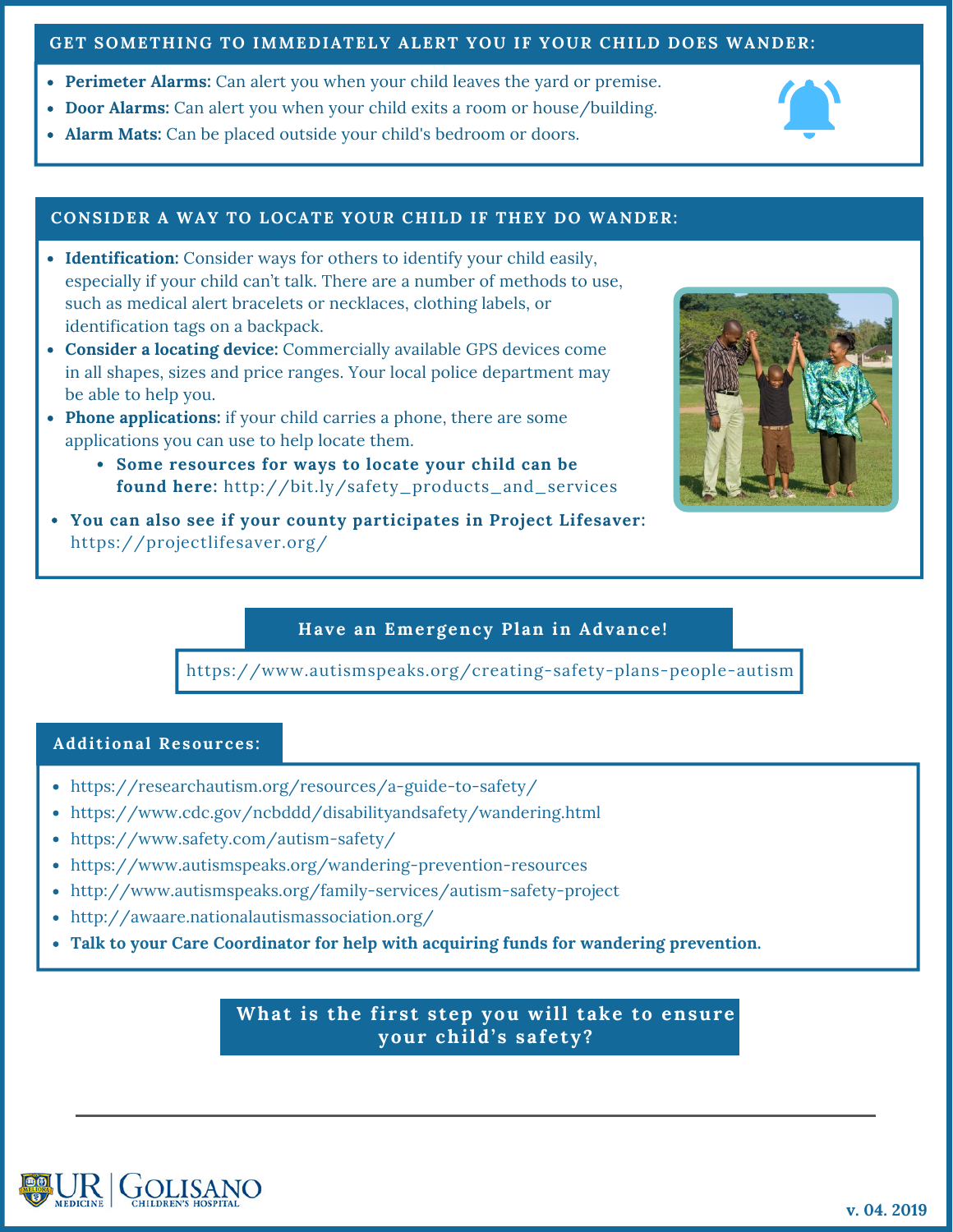## GET SOMETHING TO IMMEDIATELY ALERT YOU IF YOUR CHILD DOES WANDER:

- **Perimeter Alarms:** Can alert you when your child leaves the yard or premise.
- **Door Alarms:** Can alert you when your child exits a room or house/building.
- **Alarm Mats:** Can be placed outside your child's bedroom or doors.

## CONSIDER A WAY TO LOCATE YOUR CHILD IF THEY DO WANDER:

- **Identification:** Consider ways for others to identify your child easily, especially if your child can't talk. There are a number of methods to use, such as medical alert bracelets or necklaces, clothing labels, or identification tags on a backpack.
- **Consider a locating device:** Commercially available GPS devices come in all shapes, sizes and price ranges. Your local police department may be able to help you.
- **Phone applications:** if your child carries a phone, there are some applications you can use to help locate them.
    - **Some resources for ways to locate your child can be found here:** http://bit.ly/safety_products_and_services
- **You can also see if your county participates in Project Lifesaver:** https://projectlifesaver.org/

## Have an Emergency Plan in Advance!

https://www.autismspeaks.org/creating-safety-plans-people-autism

## Additional Resources:

- https://researchautism.org/resources/a-guide-to-safety/
- https://www.cdc.gov/ncbddd/disabilityandsafety/wandering.html
- https://www.safety.com/autism-safety/
- https://www.autismspeaks.org/wandering-prevention-resources
- http://www.autismspeaks.org/family-services/autism-safety-project
- http://awaare.nationalautismassociation.org/
- **Talk to your Care Coordinator for help with acquiring funds for wandering prevention.**

## What is the first step you will take to ensure your child's safety?

UR Medicine | Golisano Children's Hospital

v. 04. 2019